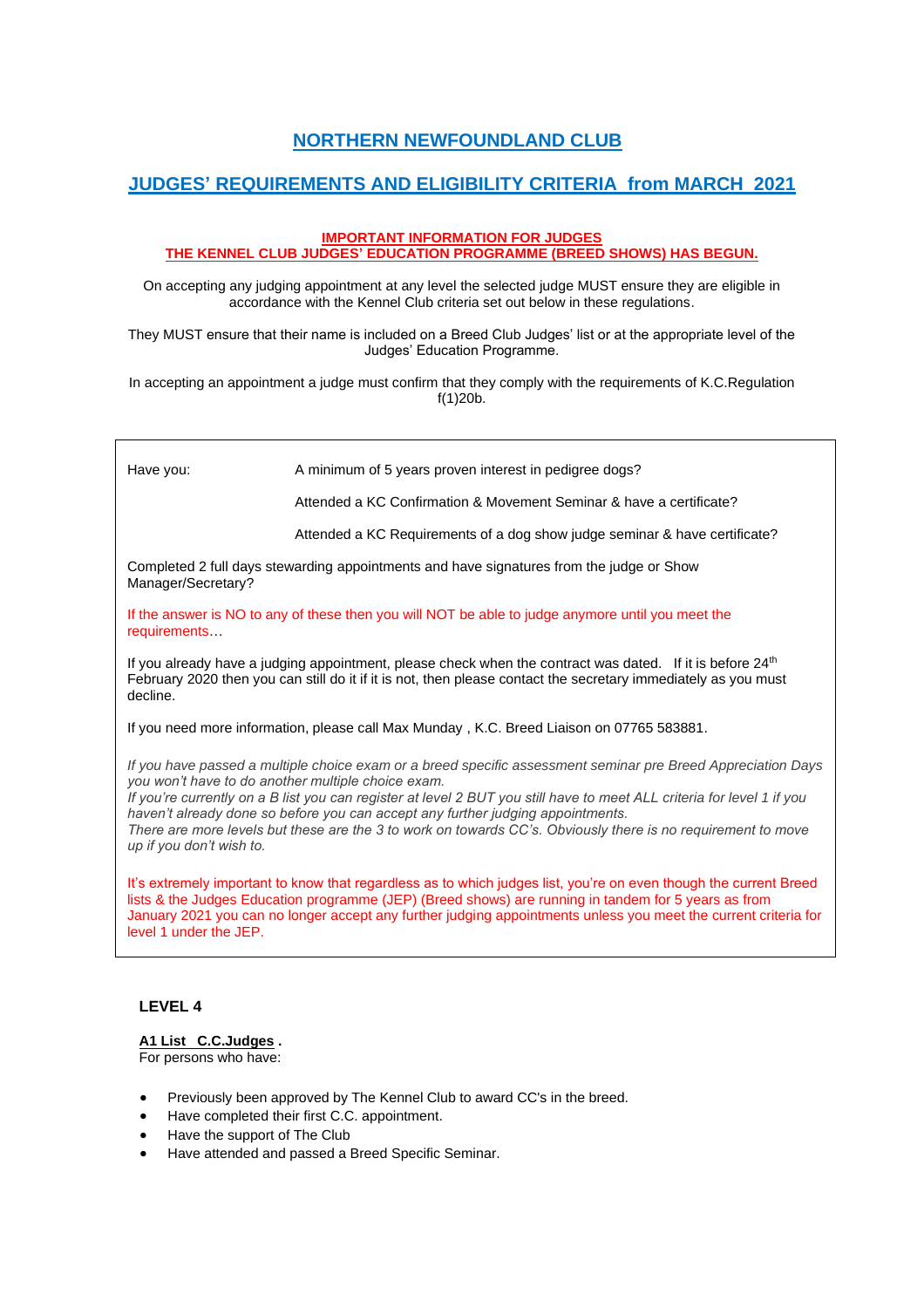# NORTHERN NEWFOUNDLAND CLUB

## JUDGES' REQUIREMENTS AND ELIGIBILITY CRITERIA from MARCH 2021

**IMPORTANT INFORMATION FOR JUDGES**
**THE KENNEL CLUB JUDGES' EDUCATION PROGRAMME (BREED SHOWS) HAS BEGUN.**

On accepting any judging appointment at any level the selected judge MUST ensure they are eligible in accordance with the Kennel Club criteria set out below in these regulations.

They MUST ensure that their name is included on a Breed Club Judges' list or at the appropriate level of the Judges' Education Programme.

In accepting an appointment a judge must confirm that they comply with the requirements of K.C.Regulation f(1)20b.

---

Have you:

- A minimum of 5 years proven interest in pedigree dogs?
- Attended a KC Confirmation & Movement Seminar & have a certificate?
- Attended a KC Requirements of a dog show judge seminar & have certificate?

Completed 2 full days stewarding appointments and have signatures from the judge or Show Manager/Secretary?

If the answer is NO to any of these then you will NOT be able to judge anymore until you meet the requirements…

If you already have a judging appointment, please check when the contract was dated. If it is before 24th February 2020 then you can still do it if it is not, then please contact the secretary immediately as you must decline.

If you need more information, please call Max Munday , K.C. Breed Liaison on 07765 583881.

*If you have passed a multiple choice exam or a breed specific assessment seminar pre Breed Appreciation Days you won't have to do another multiple choice exam.*
*If you're currently on a B list you can register at level 2 BUT you still have to meet ALL criteria for level 1 if you haven't already done so before you can accept any further judging appointments.*
*There are more levels but these are the 3 to work on towards CC's. Obviously there is no requirement to move up if you don't wish to.*

It's extremely important to know that regardless as to which judges list, you're on even though the current Breed lists & the Judges Education programme (JEP) (Breed shows) are running in tandem for 5 years as from January 2021 you can no longer accept any further judging appointments unless you meet the current criteria for level 1 under the JEP.

---

### LEVEL 4

**A1 List C.C.Judges .**
For persons who have:

- Previously been approved by The Kennel Club to award CC's in the breed.
- Have completed their first C.C. appointment.
- Have the support of The Club
- Have attended and passed a Breed Specific Seminar.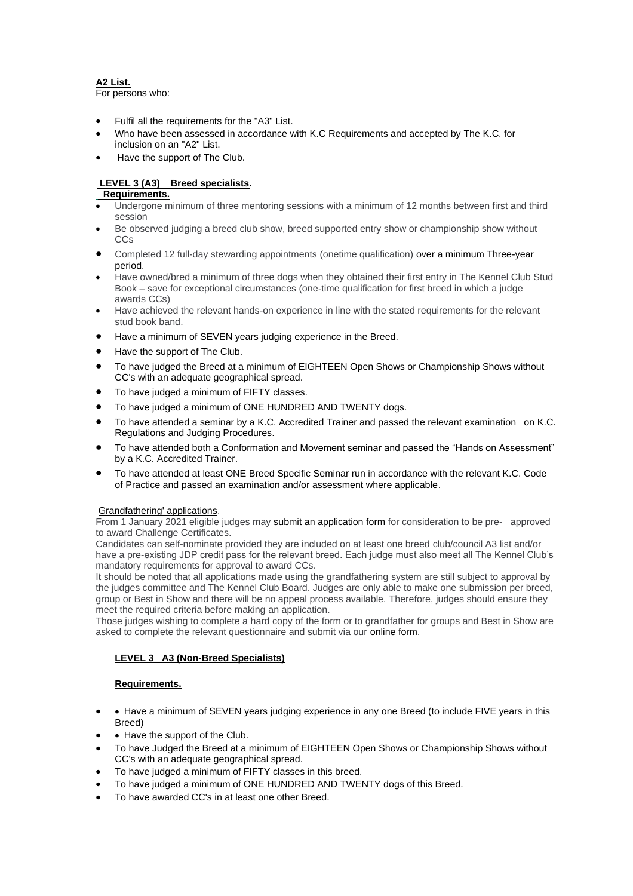**A2 List.**
For persons who:

- Fulfil all the requirements for the "A3" List.
- Who have been assessed in accordance with K.C Requirements and accepted by The K.C. for inclusion on an "A2" List.
- Have the support of The Club.

**LEVEL 3 (A3) Breed specialists.**
**Requirements.**

- Undergone minimum of three mentoring sessions with a minimum of 12 months between first and third session
- Be observed judging a breed club show, breed supported entry show or championship show without CCs
- Completed 12 full-day stewarding appointments (onetime qualification) over a minimum Three-year period.
- Have owned/bred a minimum of three dogs when they obtained their first entry in The Kennel Club Stud Book – save for exceptional circumstances (one-time qualification for first breed in which a judge awards CCs)
- Have achieved the relevant hands-on experience in line with the stated requirements for the relevant stud book band.
- Have a minimum of SEVEN years judging experience in the Breed.
- Have the support of The Club.
- To have judged the Breed at a minimum of EIGHTEEN Open Shows or Championship Shows without CC's with an adequate geographical spread.
- To have judged a minimum of FIFTY classes.
- To have judged a minimum of ONE HUNDRED AND TWENTY dogs.
- To have attended a seminar by a K.C. Accredited Trainer and passed the relevant examination on K.C. Regulations and Judging Procedures.
- To have attended both a Conformation and Movement seminar and passed the "Hands on Assessment" by a K.C. Accredited Trainer.
- To have attended at least ONE Breed Specific Seminar run in accordance with the relevant K.C. Code of Practice and passed an examination and/or assessment where applicable.

Grandfathering' applications.
From 1 January 2021 eligible judges may submit an application form for consideration to be pre- approved to award Challenge Certificates.
Candidates can self-nominate provided they are included on at least one breed club/council A3 list and/or have a pre-existing JDP credit pass for the relevant breed. Each judge must also meet all The Kennel Club's mandatory requirements for approval to award CCs.
It should be noted that all applications made using the grandfathering system are still subject to approval by the judges committee and The Kennel Club Board. Judges are only able to make one submission per breed, group or Best in Show and there will be no appeal process available. Therefore, judges should ensure they meet the required criteria before making an application.
Those judges wishing to complete a hard copy of the form or to grandfather for groups and Best in Show are asked to complete the relevant questionnaire and submit via our online form.

**LEVEL 3 A3 (Non-Breed Specialists)**

**Requirements.**

- • Have a minimum of SEVEN years judging experience in any one Breed (to include FIVE years in this Breed)
- • Have the support of the Club.
- To have Judged the Breed at a minimum of EIGHTEEN Open Shows or Championship Shows without CC's with an adequate geographical spread.
- To have judged a minimum of FIFTY classes in this breed.
- To have judged a minimum of ONE HUNDRED AND TWENTY dogs of this Breed.
- To have awarded CC's in at least one other Breed.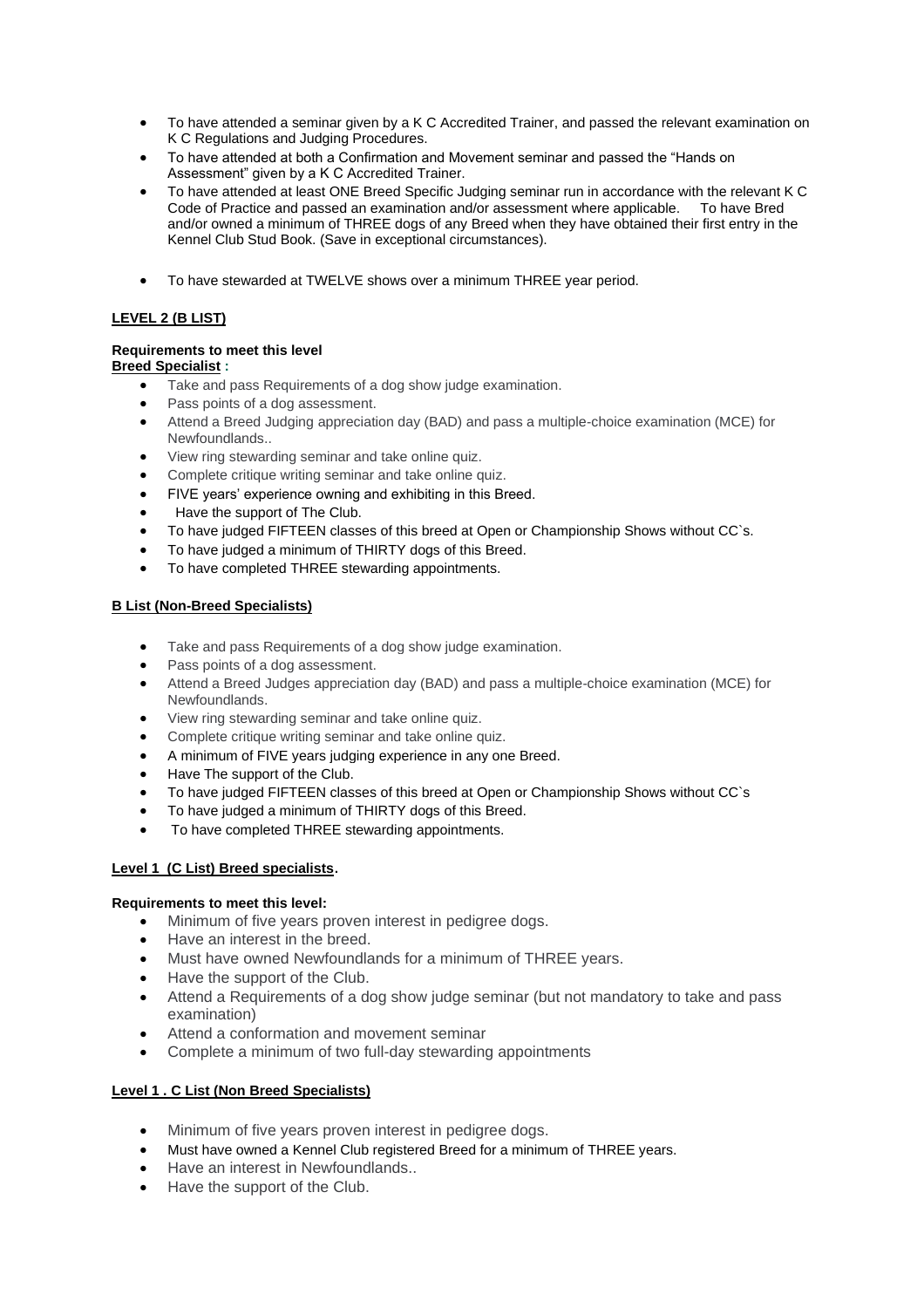- To have attended a seminar given by a K C Accredited Trainer, and passed the relevant examination on K C Regulations and Judging Procedures.
- To have attended at both a Confirmation and Movement seminar and passed the "Hands on Assessment" given by a K C Accredited Trainer.
- To have attended at least ONE Breed Specific Judging seminar run in accordance with the relevant K C Code of Practice and passed an examination and/or assessment where applicable. To have Bred and/or owned a minimum of THREE dogs of any Breed when they have obtained their first entry in the Kennel Club Stud Book. (Save in exceptional circumstances).
- To have stewarded at TWELVE shows over a minimum THREE year period.

**LEVEL 2 (B LIST)**

**Requirements to meet this level**
**Breed Specialist :**

- Take and pass Requirements of a dog show judge examination.
- Pass points of a dog assessment.
- Attend a Breed Judging appreciation day (BAD) and pass a multiple-choice examination (MCE) for Newfoundlands..
- View ring stewarding seminar and take online quiz.
- Complete critique writing seminar and take online quiz.
- FIVE years' experience owning and exhibiting in this Breed.
- Have the support of The Club.
- To have judged FIFTEEN classes of this breed at Open or Championship Shows without CC`s.
- To have judged a minimum of THIRTY dogs of this Breed.
- To have completed THREE stewarding appointments.

**B List (Non-Breed Specialists)**

- Take and pass Requirements of a dog show judge examination.
- Pass points of a dog assessment.
- Attend a Breed Judges appreciation day (BAD) and pass a multiple-choice examination (MCE) for Newfoundlands.
- View ring stewarding seminar and take online quiz.
- Complete critique writing seminar and take online quiz.
- A minimum of FIVE years judging experience in any one Breed.
- Have The support of the Club.
- To have judged FIFTEEN classes of this breed at Open or Championship Shows without CC`s
- To have judged a minimum of THIRTY dogs of this Breed.
- To have completed THREE stewarding appointments.

**Level 1 (C List) Breed specialists.**

**Requirements to meet this level:**

- Minimum of five years proven interest in pedigree dogs.
- Have an interest in the breed.
- Must have owned Newfoundlands for a minimum of THREE years.
- Have the support of the Club.
- Attend a Requirements of a dog show judge seminar (but not mandatory to take and pass examination)
- Attend a conformation and movement seminar
- Complete a minimum of two full-day stewarding appointments

**Level 1 . C List (Non Breed Specialists)**

- Minimum of five years proven interest in pedigree dogs.
- Must have owned a Kennel Club registered Breed for a minimum of THREE years.
- Have an interest in Newfoundlands..
- Have the support of the Club.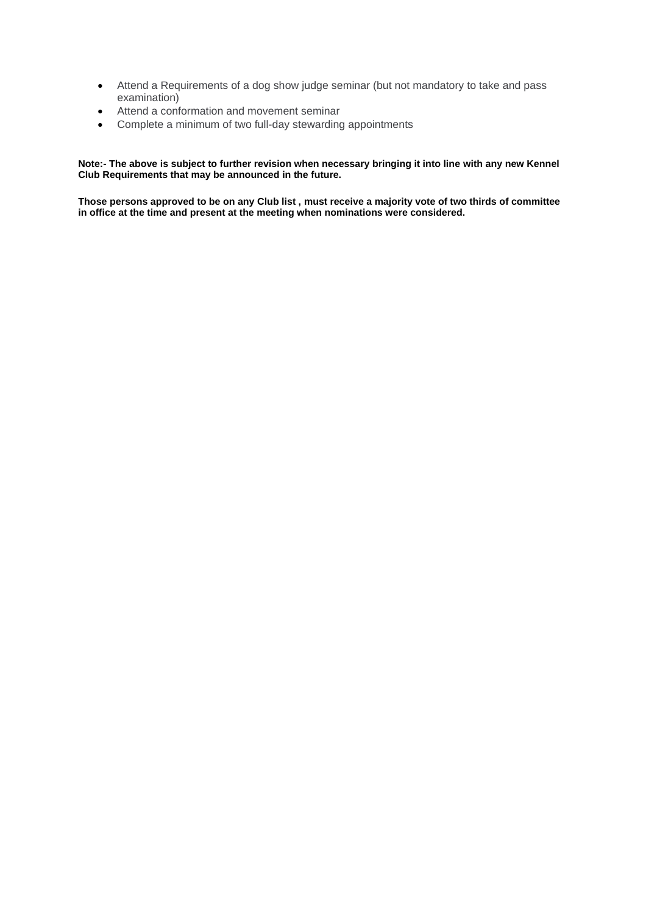- Attend a Requirements of a dog show judge seminar (but not mandatory to take and pass examination)
- Attend a conformation and movement seminar
- Complete a minimum of two full-day stewarding appointments

**Note:- The above is subject to further revision when necessary bringing it into line with any new Kennel Club Requirements that may be announced in the future.**

**Those persons approved to be on any Club list , must receive a majority vote of two thirds of committee in office at the time and present at the meeting when nominations were considered.**